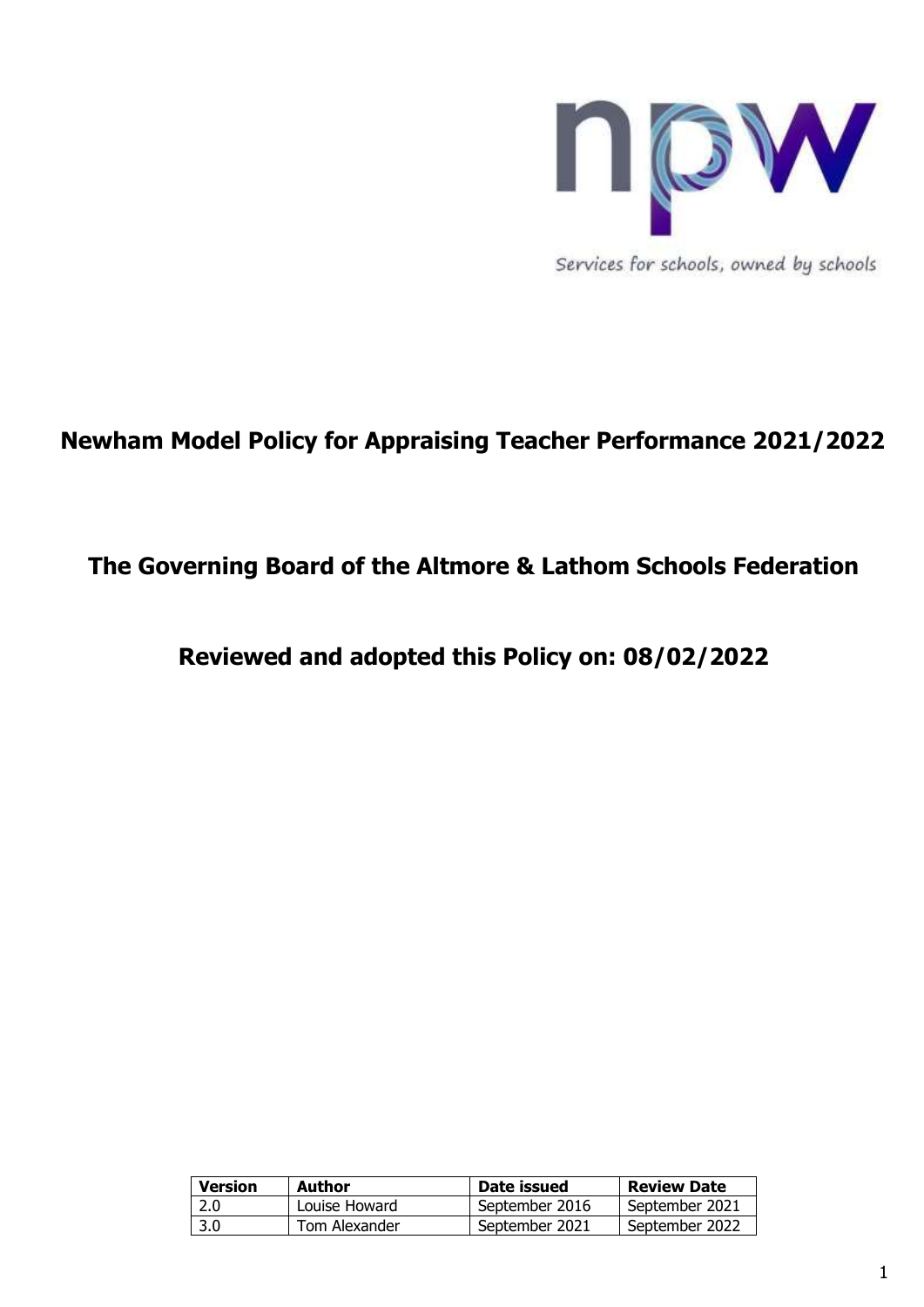npw

Services for schools, owned by schools

# Newham Model Policy for Appraising Teacher Performance 2021/2022

## The Governing Board of the Altmore & Lathom Schools Federation

## Reviewed and adopted this Policy on: 08/02/2022

| Version | Author | Date issued | Review Date |
|---|---|---|---|
| 2.0 | Louise Howard | September 2016 | September 2021 |
| 3.0 | Tom Alexander | September 2021 | September 2022 |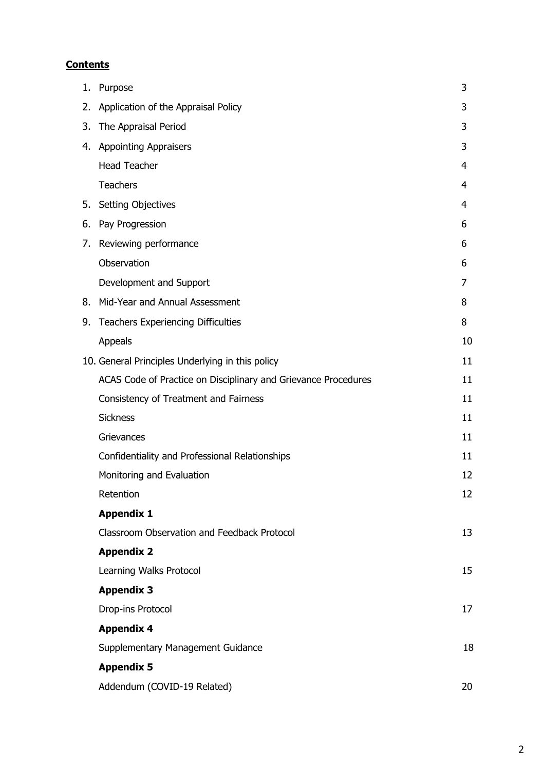**Contents**

| | | |
|---|---|---|
| 1. | Purpose | 3 |
| 2. | Application of the Appraisal Policy | 3 |
| 3. | The Appraisal Period | 3 |
| 4. | Appointing Appraisers | 3 |
| | Head Teacher | 4 |
| | Teachers | 4 |
| 5. | Setting Objectives | 4 |
| 6. | Pay Progression | 6 |
| 7. | Reviewing performance | 6 |
| | Observation | 6 |
| | Development and Support | 7 |
| 8. | Mid-Year and Annual Assessment | 8 |
| 9. | Teachers Experiencing Difficulties | 8 |
| | Appeals | 10 |
| 10. | General Principles Underlying in this policy | 11 |
| | ACAS Code of Practice on Disciplinary and Grievance Procedures | 11 |
| | Consistency of Treatment and Fairness | 11 |
| | Sickness | 11 |
| | Grievances | 11 |
| | Confidentiality and Professional Relationships | 11 |
| | Monitoring and Evaluation | 12 |
| | Retention | 12 |
| | **Appendix 1** | |
| | Classroom Observation and Feedback Protocol | 13 |
| | **Appendix 2** | |
| | Learning Walks Protocol | 15 |
| | **Appendix 3** | |
| | Drop-ins Protocol | 17 |
| | **Appendix 4** | |
| | Supplementary Management Guidance | 18 |
| | **Appendix 5** | |
| | Addendum (COVID-19 Related) | 20 |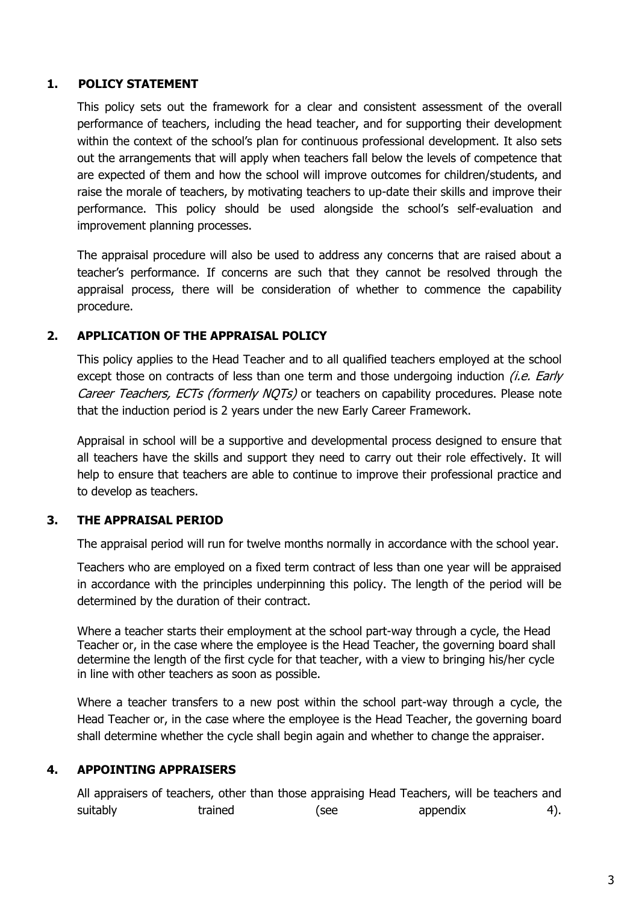## 1. POLICY STATEMENT

This policy sets out the framework for a clear and consistent assessment of the overall performance of teachers, including the head teacher, and for supporting their development within the context of the school's plan for continuous professional development. It also sets out the arrangements that will apply when teachers fall below the levels of competence that are expected of them and how the school will improve outcomes for children/students, and raise the morale of teachers, by motivating teachers to up-date their skills and improve their performance. This policy should be used alongside the school's self-evaluation and improvement planning processes.

The appraisal procedure will also be used to address any concerns that are raised about a teacher's performance. If concerns are such that they cannot be resolved through the appraisal process, there will be consideration of whether to commence the capability procedure.

## 2. APPLICATION OF THE APPRAISAL POLICY

This policy applies to the Head Teacher and to all qualified teachers employed at the school except those on contracts of less than one term and those undergoing induction *(i.e. Early Career Teachers, ECTs (formerly NQTs)* or teachers on capability procedures. Please note that the induction period is 2 years under the new Early Career Framework.

Appraisal in school will be a supportive and developmental process designed to ensure that all teachers have the skills and support they need to carry out their role effectively. It will help to ensure that teachers are able to continue to improve their professional practice and to develop as teachers.

## 3. THE APPRAISAL PERIOD

The appraisal period will run for twelve months normally in accordance with the school year.

Teachers who are employed on a fixed term contract of less than one year will be appraised in accordance with the principles underpinning this policy. The length of the period will be determined by the duration of their contract.

Where a teacher starts their employment at the school part-way through a cycle, the Head Teacher or, in the case where the employee is the Head Teacher, the governing board shall determine the length of the first cycle for that teacher, with a view to bringing his/her cycle in line with other teachers as soon as possible.

Where a teacher transfers to a new post within the school part-way through a cycle, the Head Teacher or, in the case where the employee is the Head Teacher, the governing board shall determine whether the cycle shall begin again and whether to change the appraiser.

## 4. APPOINTING APPRAISERS

All appraisers of teachers, other than those appraising Head Teachers, will be teachers and suitably trained (see appendix 4).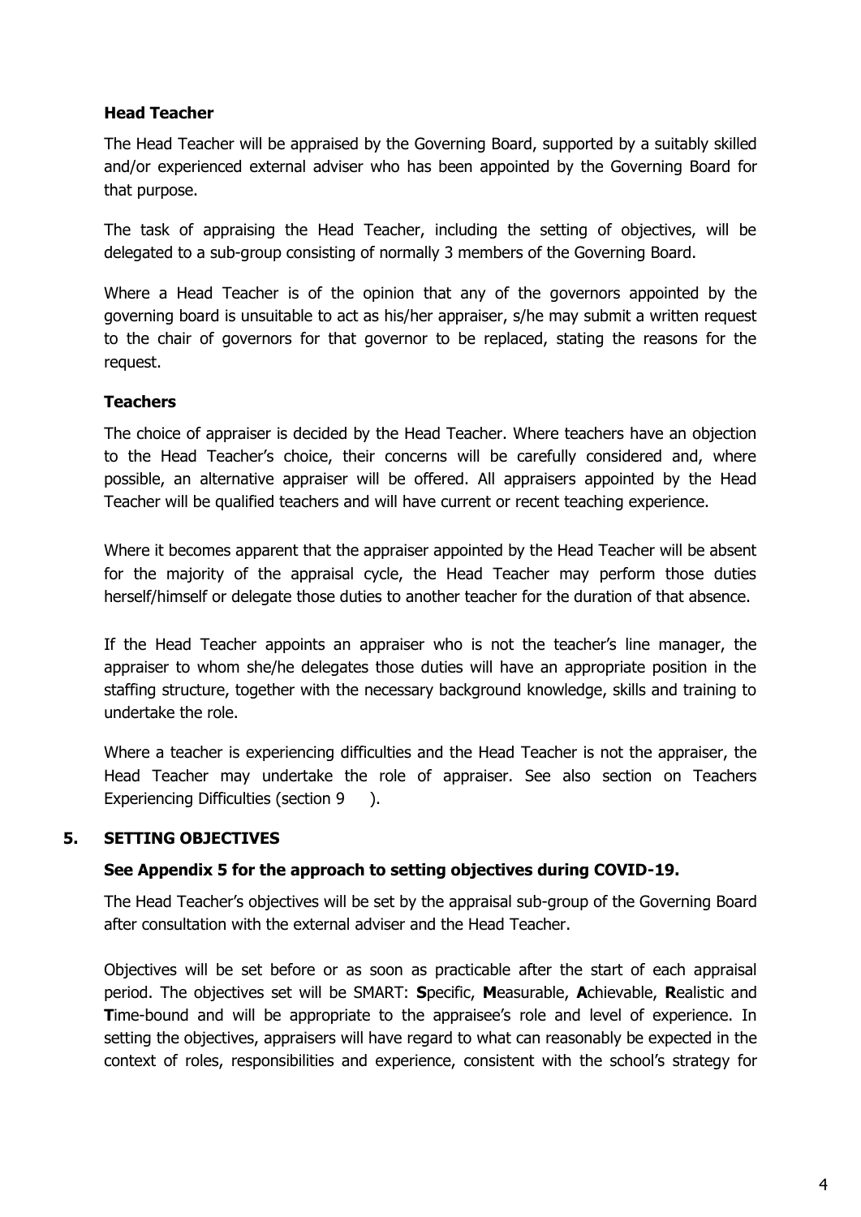### Head Teacher

The Head Teacher will be appraised by the Governing Board, supported by a suitably skilled and/or experienced external adviser who has been appointed by the Governing Board for that purpose.

The task of appraising the Head Teacher, including the setting of objectives, will be delegated to a sub-group consisting of normally 3 members of the Governing Board.

Where a Head Teacher is of the opinion that any of the governors appointed by the governing board is unsuitable to act as his/her appraiser, s/he may submit a written request to the chair of governors for that governor to be replaced, stating the reasons for the request.

### Teachers

The choice of appraiser is decided by the Head Teacher. Where teachers have an objection to the Head Teacher's choice, their concerns will be carefully considered and, where possible, an alternative appraiser will be offered. All appraisers appointed by the Head Teacher will be qualified teachers and will have current or recent teaching experience.

Where it becomes apparent that the appraiser appointed by the Head Teacher will be absent for the majority of the appraisal cycle, the Head Teacher may perform those duties herself/himself or delegate those duties to another teacher for the duration of that absence.

If the Head Teacher appoints an appraiser who is not the teacher's line manager, the appraiser to whom she/he delegates those duties will have an appropriate position in the staffing structure, together with the necessary background knowledge, skills and training to undertake the role.

Where a teacher is experiencing difficulties and the Head Teacher is not the appraiser, the Head Teacher may undertake the role of appraiser. See also section on Teachers Experiencing Difficulties (section 9 ).

## 5. SETTING OBJECTIVES

**See Appendix 5 for the approach to setting objectives during COVID-19.**

The Head Teacher's objectives will be set by the appraisal sub-group of the Governing Board after consultation with the external adviser and the Head Teacher.

Objectives will be set before or as soon as practicable after the start of each appraisal period. The objectives set will be SMART: **S**pecific, **M**easurable, **A**chievable, **R**ealistic and **T**ime-bound and will be appropriate to the appraisee's role and level of experience. In setting the objectives, appraisers will have regard to what can reasonably be expected in the context of roles, responsibilities and experience, consistent with the school's strategy for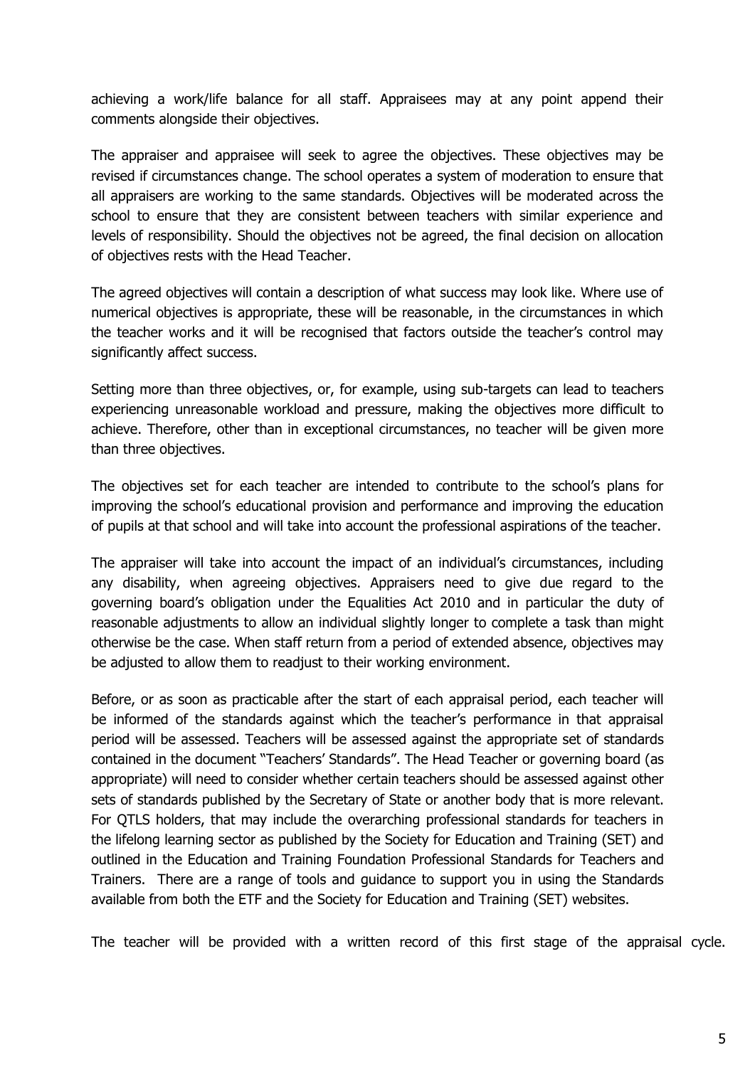achieving a work/life balance for all staff. Appraisees may at any point append their comments alongside their objectives.

The appraiser and appraisee will seek to agree the objectives. These objectives may be revised if circumstances change. The school operates a system of moderation to ensure that all appraisers are working to the same standards. Objectives will be moderated across the school to ensure that they are consistent between teachers with similar experience and levels of responsibility. Should the objectives not be agreed, the final decision on allocation of objectives rests with the Head Teacher.

The agreed objectives will contain a description of what success may look like. Where use of numerical objectives is appropriate, these will be reasonable, in the circumstances in which the teacher works and it will be recognised that factors outside the teacher's control may significantly affect success.

Setting more than three objectives, or, for example, using sub-targets can lead to teachers experiencing unreasonable workload and pressure, making the objectives more difficult to achieve. Therefore, other than in exceptional circumstances, no teacher will be given more than three objectives.

The objectives set for each teacher are intended to contribute to the school's plans for improving the school's educational provision and performance and improving the education of pupils at that school and will take into account the professional aspirations of the teacher.

The appraiser will take into account the impact of an individual's circumstances, including any disability, when agreeing objectives. Appraisers need to give due regard to the governing board's obligation under the Equalities Act 2010 and in particular the duty of reasonable adjustments to allow an individual slightly longer to complete a task than might otherwise be the case. When staff return from a period of extended absence, objectives may be adjusted to allow them to readjust to their working environment.

Before, or as soon as practicable after the start of each appraisal period, each teacher will be informed of the standards against which the teacher's performance in that appraisal period will be assessed. Teachers will be assessed against the appropriate set of standards contained in the document "Teachers' Standards". The Head Teacher or governing board (as appropriate) will need to consider whether certain teachers should be assessed against other sets of standards published by the Secretary of State or another body that is more relevant. For QTLS holders, that may include the overarching professional standards for teachers in the lifelong learning sector as published by the Society for Education and Training (SET) and outlined in the Education and Training Foundation Professional Standards for Teachers and Trainers. There are a range of tools and guidance to support you in using the Standards available from both the ETF and the Society for Education and Training (SET) websites.

The teacher will be provided with a written record of this first stage of the appraisal cycle.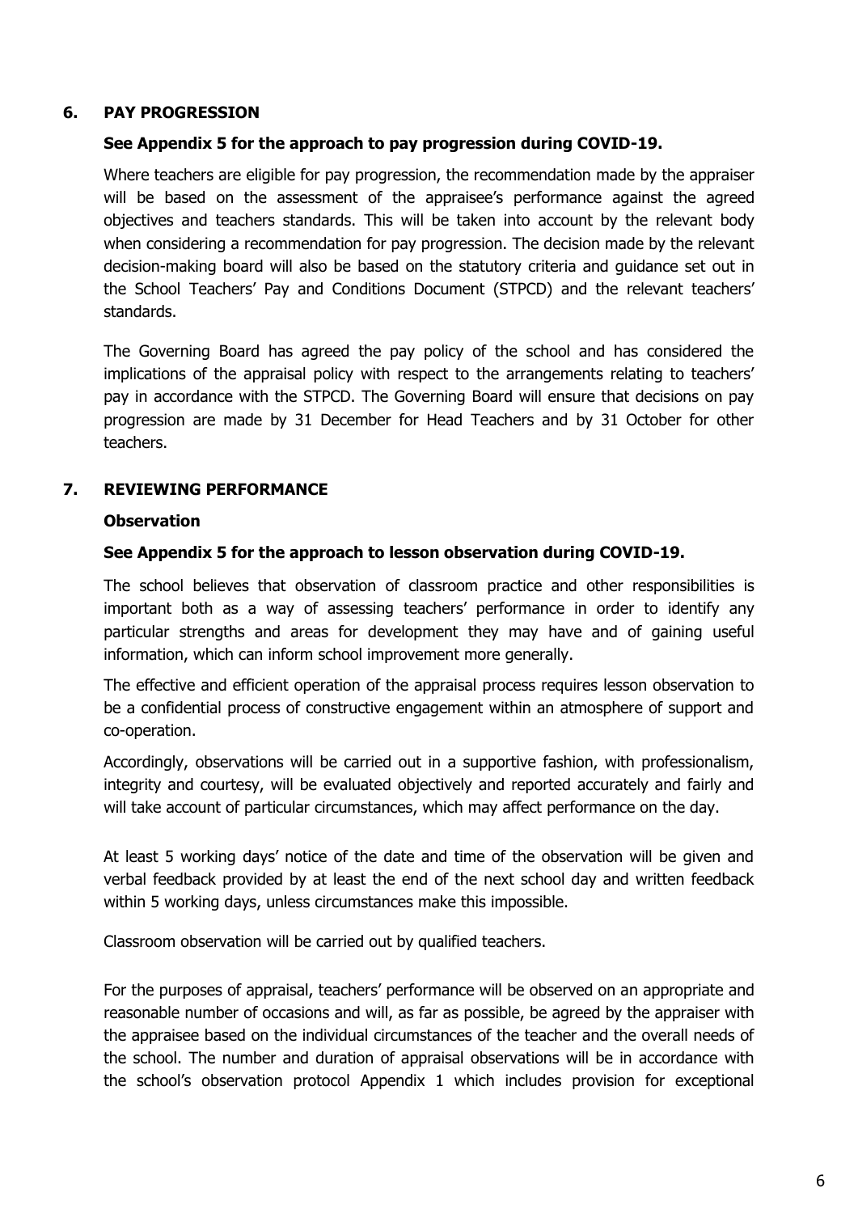## 6. PAY PROGRESSION

**See Appendix 5 for the approach to pay progression during COVID-19.**

Where teachers are eligible for pay progression, the recommendation made by the appraiser will be based on the assessment of the appraisee's performance against the agreed objectives and teachers standards. This will be taken into account by the relevant body when considering a recommendation for pay progression. The decision made by the relevant decision-making board will also be based on the statutory criteria and guidance set out in the School Teachers' Pay and Conditions Document (STPCD) and the relevant teachers' standards.

The Governing Board has agreed the pay policy of the school and has considered the implications of the appraisal policy with respect to the arrangements relating to teachers' pay in accordance with the STPCD. The Governing Board will ensure that decisions on pay progression are made by 31 December for Head Teachers and by 31 October for other teachers.

## 7. REVIEWING PERFORMANCE

### Observation

**See Appendix 5 for the approach to lesson observation during COVID-19.**

The school believes that observation of classroom practice and other responsibilities is important both as a way of assessing teachers' performance in order to identify any particular strengths and areas for development they may have and of gaining useful information, which can inform school improvement more generally.

The effective and efficient operation of the appraisal process requires lesson observation to be a confidential process of constructive engagement within an atmosphere of support and co-operation.

Accordingly, observations will be carried out in a supportive fashion, with professionalism, integrity and courtesy, will be evaluated objectively and reported accurately and fairly and will take account of particular circumstances, which may affect performance on the day.

At least 5 working days' notice of the date and time of the observation will be given and verbal feedback provided by at least the end of the next school day and written feedback within 5 working days, unless circumstances make this impossible.

Classroom observation will be carried out by qualified teachers.

For the purposes of appraisal, teachers' performance will be observed on an appropriate and reasonable number of occasions and will, as far as possible, be agreed by the appraiser with the appraisee based on the individual circumstances of the teacher and the overall needs of the school. The number and duration of appraisal observations will be in accordance with the school's observation protocol Appendix 1 which includes provision for exceptional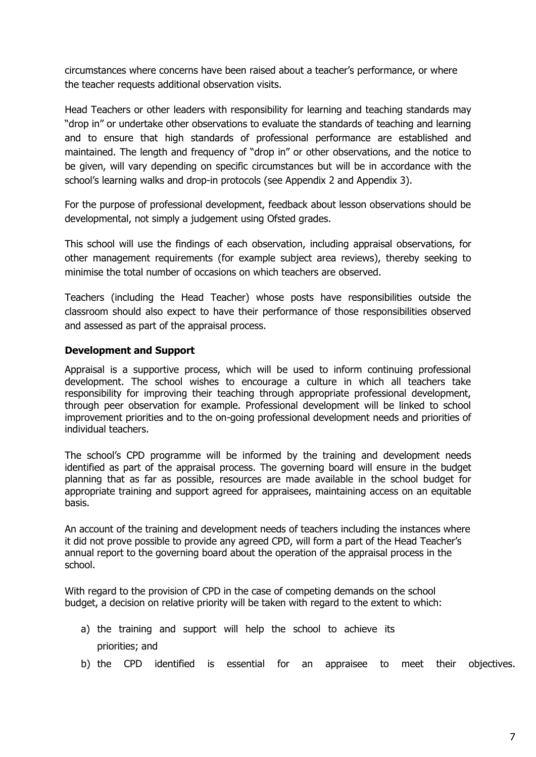circumstances where concerns have been raised about a teacher's performance, or where the teacher requests additional observation visits.

Head Teachers or other leaders with responsibility for learning and teaching standards may "drop in" or undertake other observations to evaluate the standards of teaching and learning and to ensure that high standards of professional performance are established and maintained. The length and frequency of "drop in" or other observations, and the notice to be given, will vary depending on specific circumstances but will be in accordance with the school's learning walks and drop-in protocols (see Appendix 2 and Appendix 3).

For the purpose of professional development, feedback about lesson observations should be developmental, not simply a judgement using Ofsted grades.

This school will use the findings of each observation, including appraisal observations, for other management requirements (for example subject area reviews), thereby seeking to minimise the total number of occasions on which teachers are observed.

Teachers (including the Head Teacher) whose posts have responsibilities outside the classroom should also expect to have their performance of those responsibilities observed and assessed as part of the appraisal process.

**Development and Support**

Appraisal is a supportive process, which will be used to inform continuing professional development. The school wishes to encourage a culture in which all teachers take responsibility for improving their teaching through appropriate professional development, through peer observation for example. Professional development will be linked to school improvement priorities and to the on-going professional development needs and priorities of individual teachers.

The school's CPD programme will be informed by the training and development needs identified as part of the appraisal process. The governing board will ensure in the budget planning that as far as possible, resources are made available in the school budget for appropriate training and support agreed for appraisees, maintaining access on an equitable basis.

An account of the training and development needs of teachers including the instances where it did not prove possible to provide any agreed CPD, will form a part of the Head Teacher's annual report to the governing board about the operation of the appraisal process in the school.

With regard to the provision of CPD in the case of competing demands on the school budget, a decision on relative priority will be taken with regard to the extent to which:

a) the training and support will help the school to achieve its priorities; and
b) the CPD identified is essential for an appraisee to meet their objectives.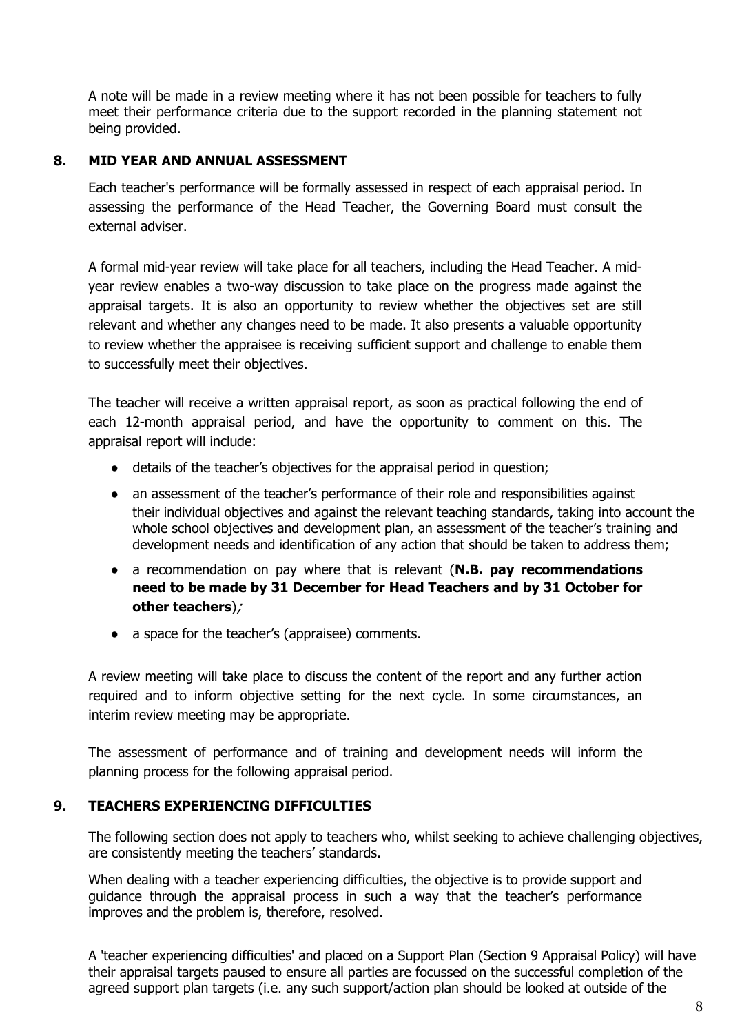A note will be made in a review meeting where it has not been possible for teachers to fully meet their performance criteria due to the support recorded in the planning statement not being provided.

## 8. MID YEAR AND ANNUAL ASSESSMENT

Each teacher's performance will be formally assessed in respect of each appraisal period. In assessing the performance of the Head Teacher, the Governing Board must consult the external adviser.

A formal mid-year review will take place for all teachers, including the Head Teacher. A mid-year review enables a two-way discussion to take place on the progress made against the appraisal targets. It is also an opportunity to review whether the objectives set are still relevant and whether any changes need to be made. It also presents a valuable opportunity to review whether the appraisee is receiving sufficient support and challenge to enable them to successfully meet their objectives.

The teacher will receive a written appraisal report, as soon as practical following the end of each 12-month appraisal period, and have the opportunity to comment on this. The appraisal report will include:

- details of the teacher's objectives for the appraisal period in question;
- an assessment of the teacher's performance of their role and responsibilities against their individual objectives and against the relevant teaching standards, taking into account the whole school objectives and development plan, an assessment of the teacher's training and development needs and identification of any action that should be taken to address them;
- a recommendation on pay where that is relevant (**N.B. pay recommendations need to be made by 31 December for Head Teachers and by 31 October for other teachers**);
- a space for the teacher's (appraisee) comments.

A review meeting will take place to discuss the content of the report and any further action required and to inform objective setting for the next cycle. In some circumstances, an interim review meeting may be appropriate.

The assessment of performance and of training and development needs will inform the planning process for the following appraisal period.

## 9. TEACHERS EXPERIENCING DIFFICULTIES

The following section does not apply to teachers who, whilst seeking to achieve challenging objectives, are consistently meeting the teachers' standards.

When dealing with a teacher experiencing difficulties, the objective is to provide support and guidance through the appraisal process in such a way that the teacher's performance improves and the problem is, therefore, resolved.

A 'teacher experiencing difficulties' and placed on a Support Plan (Section 9 Appraisal Policy) will have their appraisal targets paused to ensure all parties are focussed on the successful completion of the agreed support plan targets (i.e. any such support/action plan should be looked at outside of the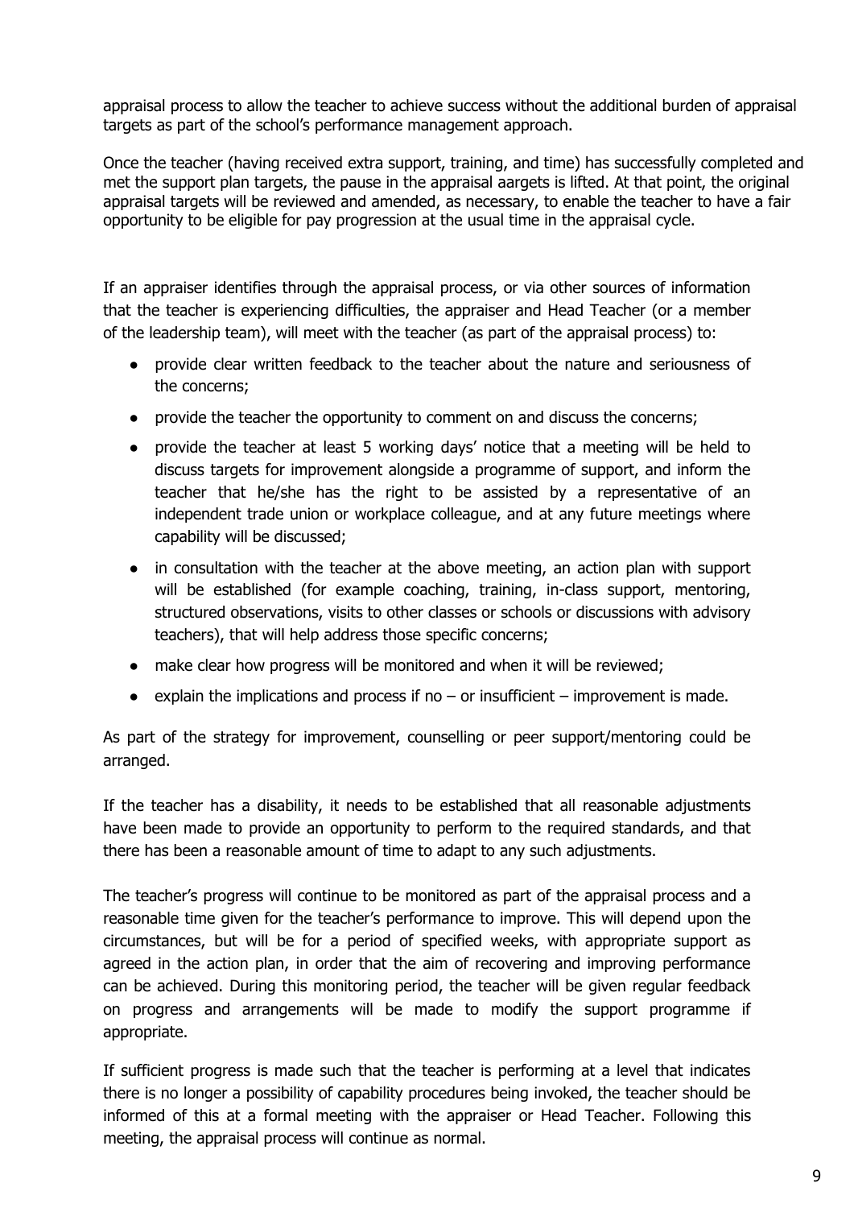appraisal process to allow the teacher to achieve success without the additional burden of appraisal targets as part of the school's performance management approach.

Once the teacher (having received extra support, training, and time) has successfully completed and met the support plan targets, the pause in the appraisal aargets is lifted. At that point, the original appraisal targets will be reviewed and amended, as necessary, to enable the teacher to have a fair opportunity to be eligible for pay progression at the usual time in the appraisal cycle.

If an appraiser identifies through the appraisal process, or via other sources of information that the teacher is experiencing difficulties, the appraiser and Head Teacher (or a member of the leadership team), will meet with the teacher (as part of the appraisal process) to:

- provide clear written feedback to the teacher about the nature and seriousness of the concerns;
- provide the teacher the opportunity to comment on and discuss the concerns;
- provide the teacher at least 5 working days' notice that a meeting will be held to discuss targets for improvement alongside a programme of support, and inform the teacher that he/she has the right to be assisted by a representative of an independent trade union or workplace colleague, and at any future meetings where capability will be discussed;
- in consultation with the teacher at the above meeting, an action plan with support will be established (for example coaching, training, in-class support, mentoring, structured observations, visits to other classes or schools or discussions with advisory teachers), that will help address those specific concerns;
- make clear how progress will be monitored and when it will be reviewed;
- explain the implications and process if no – or insufficient – improvement is made.

As part of the strategy for improvement, counselling or peer support/mentoring could be arranged.

If the teacher has a disability, it needs to be established that all reasonable adjustments have been made to provide an opportunity to perform to the required standards, and that there has been a reasonable amount of time to adapt to any such adjustments.

The teacher's progress will continue to be monitored as part of the appraisal process and a reasonable time given for the teacher's performance to improve. This will depend upon the circumstances, but will be for a period of specified weeks, with appropriate support as agreed in the action plan, in order that the aim of recovering and improving performance can be achieved. During this monitoring period, the teacher will be given regular feedback on progress and arrangements will be made to modify the support programme if appropriate.

If sufficient progress is made such that the teacher is performing at a level that indicates there is no longer a possibility of capability procedures being invoked, the teacher should be informed of this at a formal meeting with the appraiser or Head Teacher. Following this meeting, the appraisal process will continue as normal.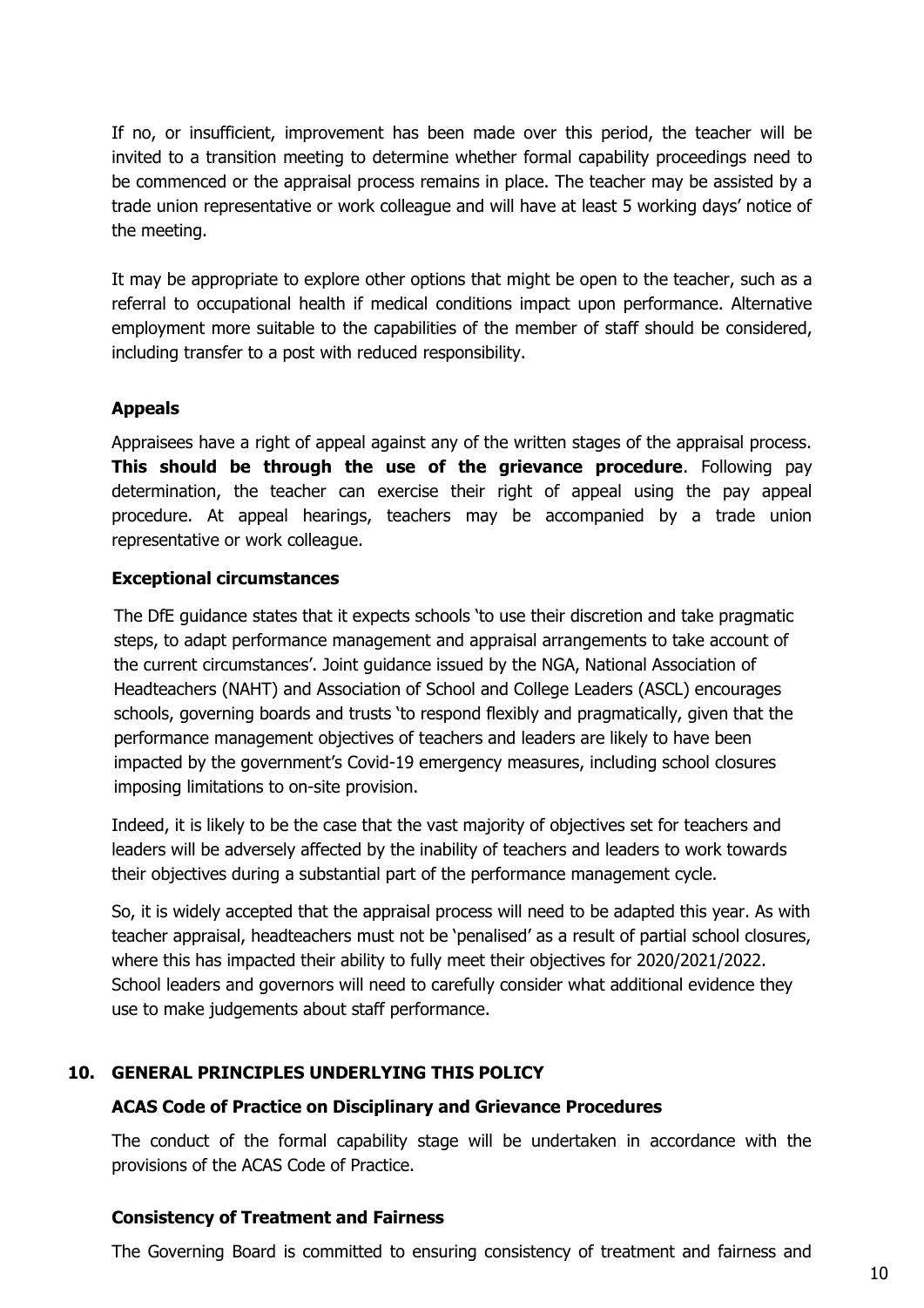If no, or insufficient, improvement has been made over this period, the teacher will be invited to a transition meeting to determine whether formal capability proceedings need to be commenced or the appraisal process remains in place. The teacher may be assisted by a trade union representative or work colleague and will have at least 5 working days' notice of the meeting.

It may be appropriate to explore other options that might be open to the teacher, such as a referral to occupational health if medical conditions impact upon performance. Alternative employment more suitable to the capabilities of the member of staff should be considered, including transfer to a post with reduced responsibility.

### Appeals

Appraisees have a right of appeal against any of the written stages of the appraisal process. **This should be through the use of the grievance procedure**. Following pay determination, the teacher can exercise their right of appeal using the pay appeal procedure. At appeal hearings, teachers may be accompanied by a trade union representative or work colleague.

### Exceptional circumstances

The DfE guidance states that it expects schools 'to use their discretion and take pragmatic steps, to adapt performance management and appraisal arrangements to take account of the current circumstances'. Joint guidance issued by the NGA, National Association of Headteachers (NAHT) and Association of School and College Leaders (ASCL) encourages schools, governing boards and trusts 'to respond flexibly and pragmatically, given that the performance management objectives of teachers and leaders are likely to have been impacted by the government's Covid-19 emergency measures, including school closures imposing limitations to on-site provision.

Indeed, it is likely to be the case that the vast majority of objectives set for teachers and leaders will be adversely affected by the inability of teachers and leaders to work towards their objectives during a substantial part of the performance management cycle.

So, it is widely accepted that the appraisal process will need to be adapted this year. As with teacher appraisal, headteachers must not be 'penalised' as a result of partial school closures, where this has impacted their ability to fully meet their objectives for 2020/2021/2022. School leaders and governors will need to carefully consider what additional evidence they use to make judgements about staff performance.

## 10. GENERAL PRINCIPLES UNDERLYING THIS POLICY

### ACAS Code of Practice on Disciplinary and Grievance Procedures

The conduct of the formal capability stage will be undertaken in accordance with the provisions of the ACAS Code of Practice.

### Consistency of Treatment and Fairness

The Governing Board is committed to ensuring consistency of treatment and fairness and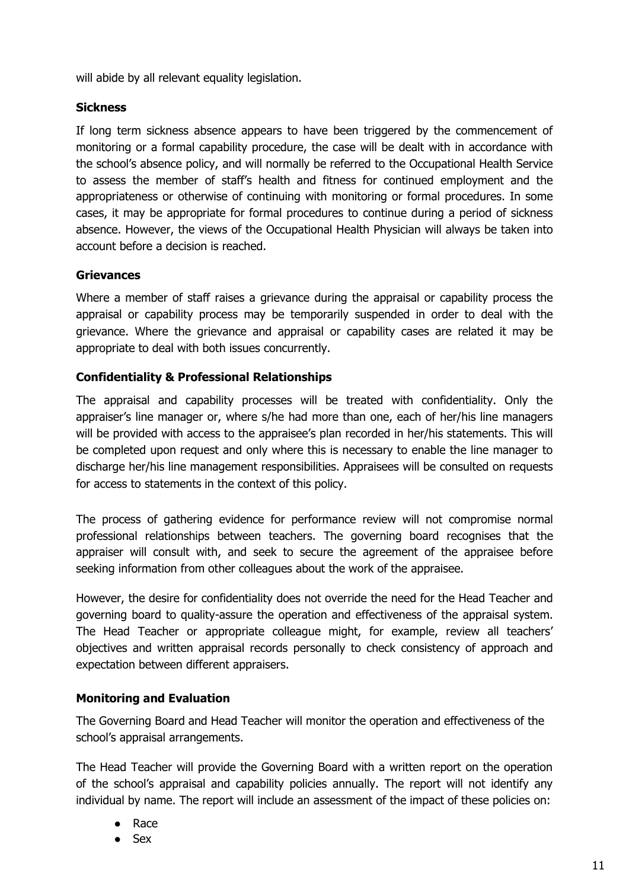will abide by all relevant equality legislation.

**Sickness**

If long term sickness absence appears to have been triggered by the commencement of monitoring or a formal capability procedure, the case will be dealt with in accordance with the school's absence policy, and will normally be referred to the Occupational Health Service to assess the member of staff's health and fitness for continued employment and the appropriateness or otherwise of continuing with monitoring or formal procedures. In some cases, it may be appropriate for formal procedures to continue during a period of sickness absence. However, the views of the Occupational Health Physician will always be taken into account before a decision is reached.

**Grievances**

Where a member of staff raises a grievance during the appraisal or capability process the appraisal or capability process may be temporarily suspended in order to deal with the grievance. Where the grievance and appraisal or capability cases are related it may be appropriate to deal with both issues concurrently.

**Confidentiality & Professional Relationships**

The appraisal and capability processes will be treated with confidentiality. Only the appraiser's line manager or, where s/he had more than one, each of her/his line managers will be provided with access to the appraisee's plan recorded in her/his statements. This will be completed upon request and only where this is necessary to enable the line manager to discharge her/his line management responsibilities. Appraisees will be consulted on requests for access to statements in the context of this policy.

The process of gathering evidence for performance review will not compromise normal professional relationships between teachers. The governing board recognises that the appraiser will consult with, and seek to secure the agreement of the appraisee before seeking information from other colleagues about the work of the appraisee.

However, the desire for confidentiality does not override the need for the Head Teacher and governing board to quality-assure the operation and effectiveness of the appraisal system. The Head Teacher or appropriate colleague might, for example, review all teachers' objectives and written appraisal records personally to check consistency of approach and expectation between different appraisers.

**Monitoring and Evaluation**

The Governing Board and Head Teacher will monitor the operation and effectiveness of the school's appraisal arrangements.

The Head Teacher will provide the Governing Board with a written report on the operation of the school's appraisal and capability policies annually. The report will not identify any individual by name. The report will include an assessment of the impact of these policies on:

- Race
- Sex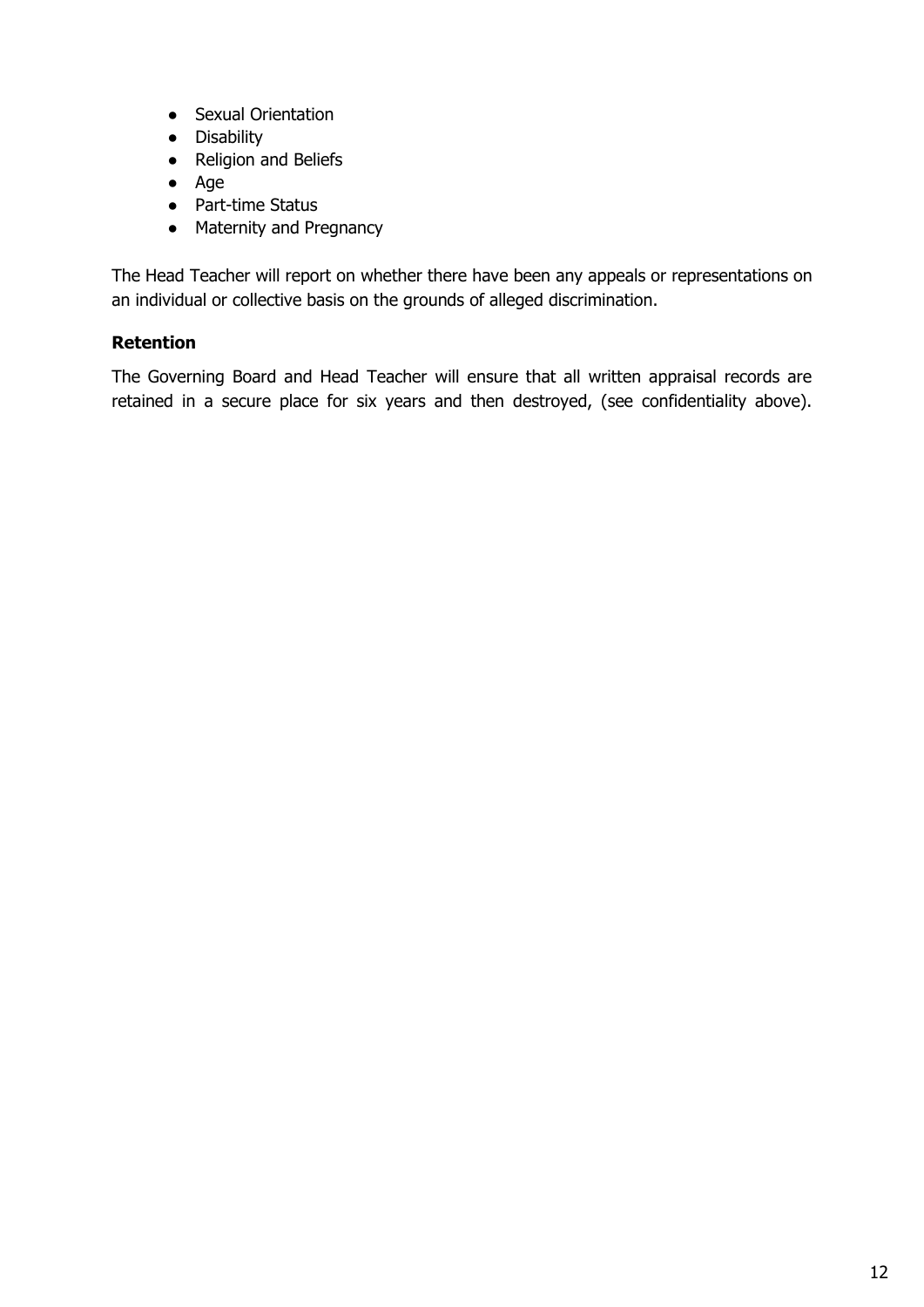- Sexual Orientation
- Disability
- Religion and Beliefs
- Age
- Part-time Status
- Maternity and Pregnancy

The Head Teacher will report on whether there have been any appeals or representations on an individual or collective basis on the grounds of alleged discrimination.

**Retention**

The Governing Board and Head Teacher will ensure that all written appraisal records are retained in a secure place for six years and then destroyed, (see confidentiality above).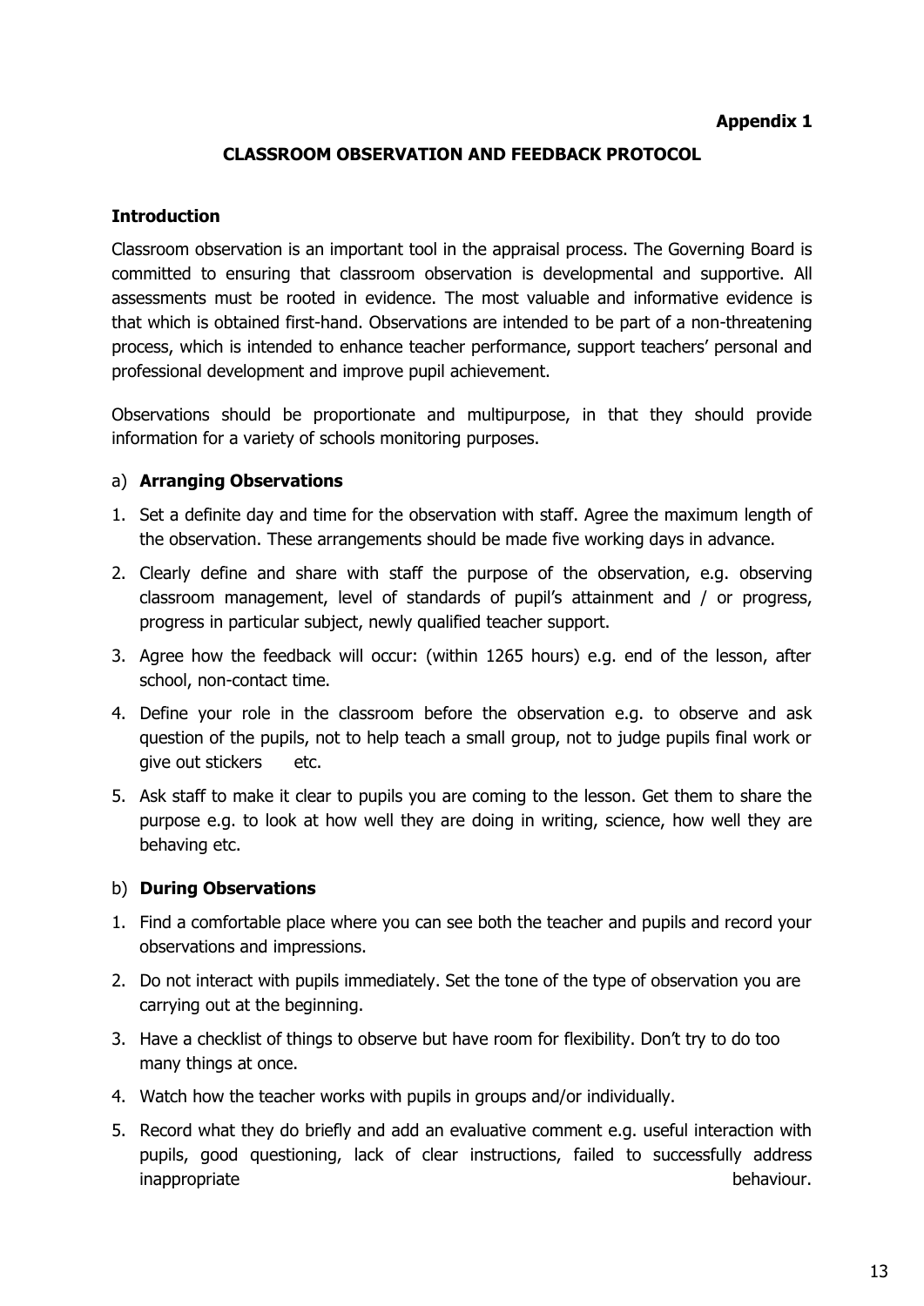**Appendix 1**

## CLASSROOM OBSERVATION AND FEEDBACK PROTOCOL

### Introduction

Classroom observation is an important tool in the appraisal process. The Governing Board is committed to ensuring that classroom observation is developmental and supportive. All assessments must be rooted in evidence. The most valuable and informative evidence is that which is obtained first-hand. Observations are intended to be part of a non-threatening process, which is intended to enhance teacher performance, support teachers' personal and professional development and improve pupil achievement.

Observations should be proportionate and multipurpose, in that they should provide information for a variety of schools monitoring purposes.

### a) Arranging Observations

1. Set a definite day and time for the observation with staff. Agree the maximum length of the observation. These arrangements should be made five working days in advance.
2. Clearly define and share with staff the purpose of the observation, e.g. observing classroom management, level of standards of pupil's attainment and / or progress, progress in particular subject, newly qualified teacher support.
3. Agree how the feedback will occur: (within 1265 hours) e.g. end of the lesson, after school, non-contact time.
4. Define your role in the classroom before the observation e.g. to observe and ask question of the pupils, not to help teach a small group, not to judge pupils final work or give out stickers etc.
5. Ask staff to make it clear to pupils you are coming to the lesson. Get them to share the purpose e.g. to look at how well they are doing in writing, science, how well they are behaving etc.

### b) During Observations

1. Find a comfortable place where you can see both the teacher and pupils and record your observations and impressions.
2. Do not interact with pupils immediately. Set the tone of the type of observation you are carrying out at the beginning.
3. Have a checklist of things to observe but have room for flexibility. Don't try to do too many things at once.
4. Watch how the teacher works with pupils in groups and/or individually.
5. Record what they do briefly and add an evaluative comment e.g. useful interaction with pupils, good questioning, lack of clear instructions, failed to successfully address inappropriate behaviour.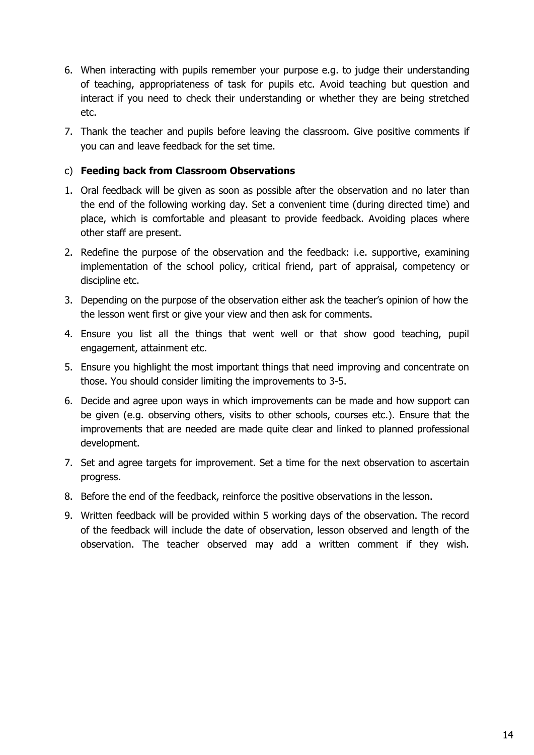6. When interacting with pupils remember your purpose e.g. to judge their understanding of teaching, appropriateness of task for pupils etc. Avoid teaching but question and interact if you need to check their understanding or whether they are being stretched etc.
7. Thank the teacher and pupils before leaving the classroom. Give positive comments if you can and leave feedback for the set time.

c) **Feeding back from Classroom Observations**

1. Oral feedback will be given as soon as possible after the observation and no later than the end of the following working day. Set a convenient time (during directed time) and place, which is comfortable and pleasant to provide feedback. Avoiding places where other staff are present.
2. Redefine the purpose of the observation and the feedback: i.e. supportive, examining implementation of the school policy, critical friend, part of appraisal, competency or discipline etc.
3. Depending on the purpose of the observation either ask the teacher's opinion of how the the lesson went first or give your view and then ask for comments.
4. Ensure you list all the things that went well or that show good teaching, pupil engagement, attainment etc.
5. Ensure you highlight the most important things that need improving and concentrate on those. You should consider limiting the improvements to 3-5.
6. Decide and agree upon ways in which improvements can be made and how support can be given (e.g. observing others, visits to other schools, courses etc.). Ensure that the improvements that are needed are made quite clear and linked to planned professional development.
7. Set and agree targets for improvement. Set a time for the next observation to ascertain progress.
8. Before the end of the feedback, reinforce the positive observations in the lesson.
9. Written feedback will be provided within 5 working days of the observation. The record of the feedback will include the date of observation, lesson observed and length of the observation. The teacher observed may add a written comment if they wish.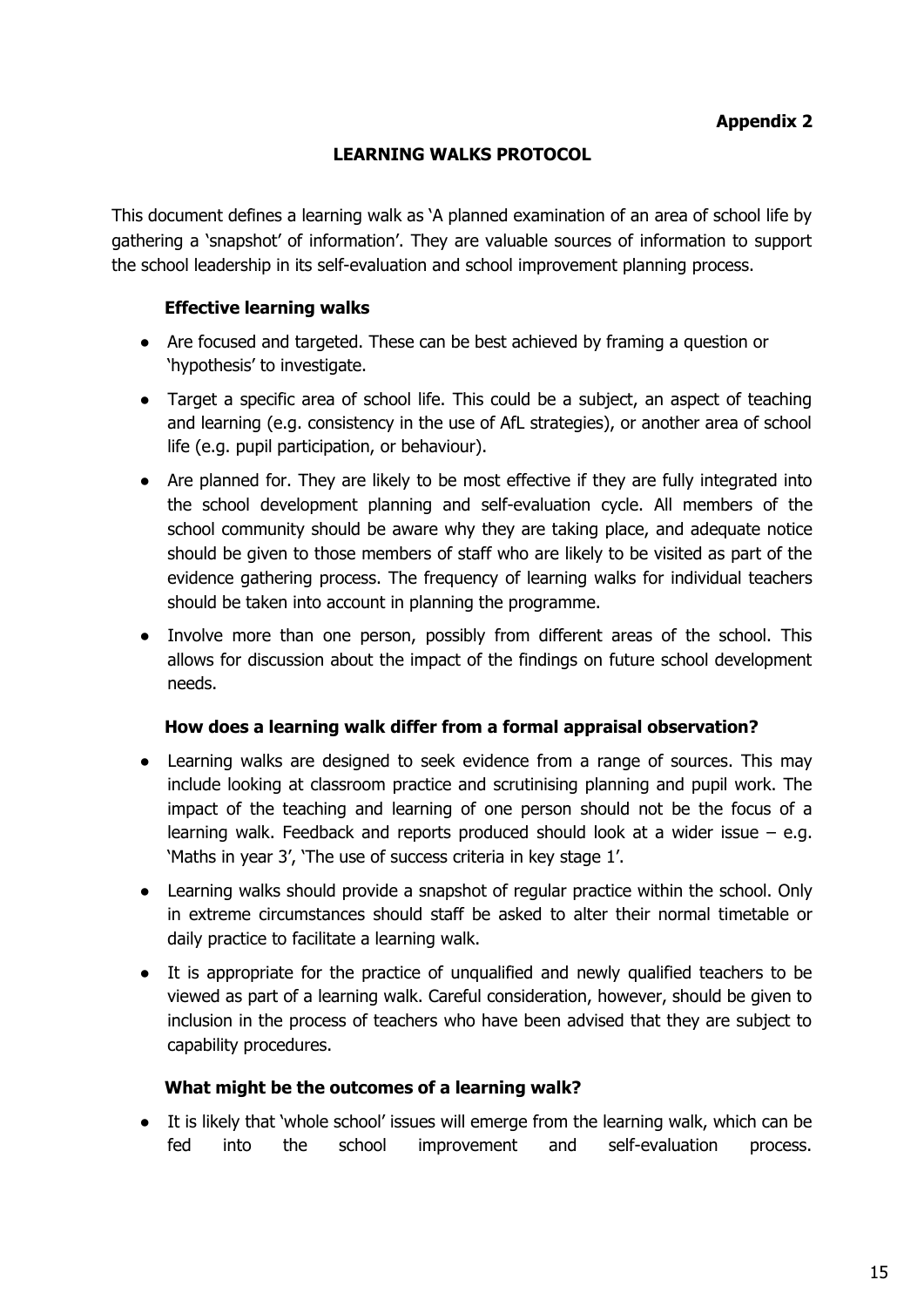**Appendix 2**

## LEARNING WALKS PROTOCOL

This document defines a learning walk as 'A planned examination of an area of school life by gathering a 'snapshot' of information'. They are valuable sources of information to support the school leadership in its self-evaluation and school improvement planning process.

### Effective learning walks

- Are focused and targeted. These can be best achieved by framing a question or 'hypothesis' to investigate.
- Target a specific area of school life. This could be a subject, an aspect of teaching and learning (e.g. consistency in the use of AfL strategies), or another area of school life (e.g. pupil participation, or behaviour).
- Are planned for. They are likely to be most effective if they are fully integrated into the school development planning and self-evaluation cycle. All members of the school community should be aware why they are taking place, and adequate notice should be given to those members of staff who are likely to be visited as part of the evidence gathering process. The frequency of learning walks for individual teachers should be taken into account in planning the programme.
- Involve more than one person, possibly from different areas of the school. This allows for discussion about the impact of the findings on future school development needs.

### How does a learning walk differ from a formal appraisal observation?

- Learning walks are designed to seek evidence from a range of sources. This may include looking at classroom practice and scrutinising planning and pupil work. The impact of the teaching and learning of one person should not be the focus of a learning walk. Feedback and reports produced should look at a wider issue – e.g. 'Maths in year 3', 'The use of success criteria in key stage 1'.
- Learning walks should provide a snapshot of regular practice within the school. Only in extreme circumstances should staff be asked to alter their normal timetable or daily practice to facilitate a learning walk.
- It is appropriate for the practice of unqualified and newly qualified teachers to be viewed as part of a learning walk. Careful consideration, however, should be given to inclusion in the process of teachers who have been advised that they are subject to capability procedures.

### What might be the outcomes of a learning walk?

- It is likely that 'whole school' issues will emerge from the learning walk, which can be fed into the school improvement and self-evaluation process.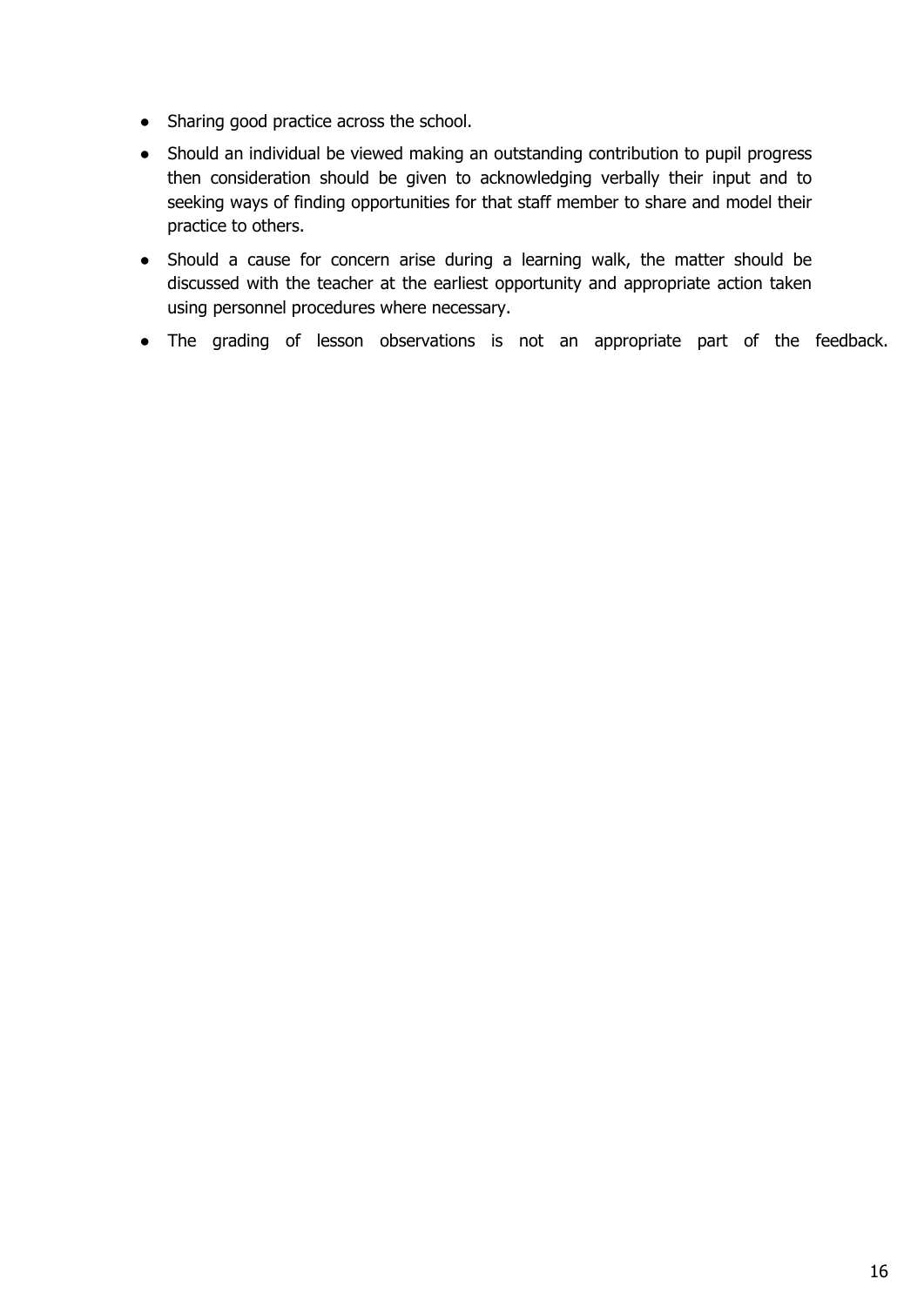- Sharing good practice across the school.
- Should an individual be viewed making an outstanding contribution to pupil progress then consideration should be given to acknowledging verbally their input and to seeking ways of finding opportunities for that staff member to share and model their practice to others.
- Should a cause for concern arise during a learning walk, the matter should be discussed with the teacher at the earliest opportunity and appropriate action taken using personnel procedures where necessary.
- The grading of lesson observations is not an appropriate part of the feedback.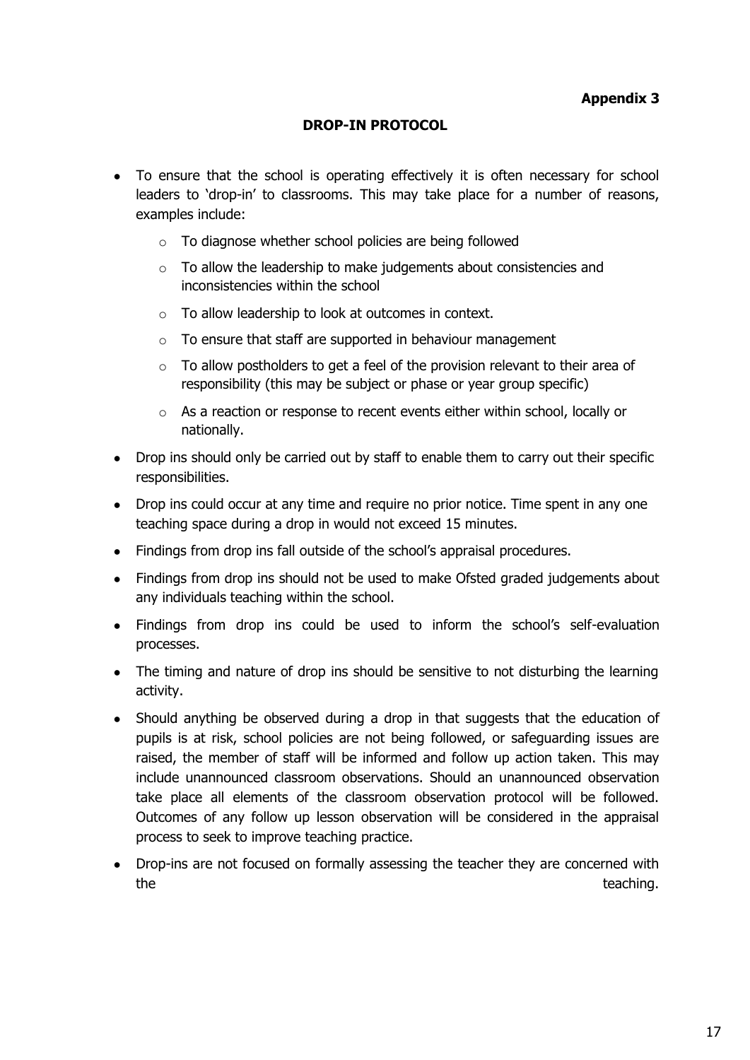**Appendix 3**

## DROP-IN PROTOCOL

- To ensure that the school is operating effectively it is often necessary for school leaders to 'drop-in' to classrooms. This may take place for a number of reasons, examples include:
  - To diagnose whether school policies are being followed
  - To allow the leadership to make judgements about consistencies and inconsistencies within the school
  - To allow leadership to look at outcomes in context.
  - To ensure that staff are supported in behaviour management
  - To allow postholders to get a feel of the provision relevant to their area of responsibility (this may be subject or phase or year group specific)
  - As a reaction or response to recent events either within school, locally or nationally.
- Drop ins should only be carried out by staff to enable them to carry out their specific responsibilities.
- Drop ins could occur at any time and require no prior notice. Time spent in any one teaching space during a drop in would not exceed 15 minutes.
- Findings from drop ins fall outside of the school's appraisal procedures.
- Findings from drop ins should not be used to make Ofsted graded judgements about any individuals teaching within the school.
- Findings from drop ins could be used to inform the school's self-evaluation processes.
- The timing and nature of drop ins should be sensitive to not disturbing the learning activity.
- Should anything be observed during a drop in that suggests that the education of pupils is at risk, school policies are not being followed, or safeguarding issues are raised, the member of staff will be informed and follow up action taken. This may include unannounced classroom observations. Should an unannounced observation take place all elements of the classroom observation protocol will be followed. Outcomes of any follow up lesson observation will be considered in the appraisal process to seek to improve teaching practice.
- Drop-ins are not focused on formally assessing the teacher they are concerned with the teaching.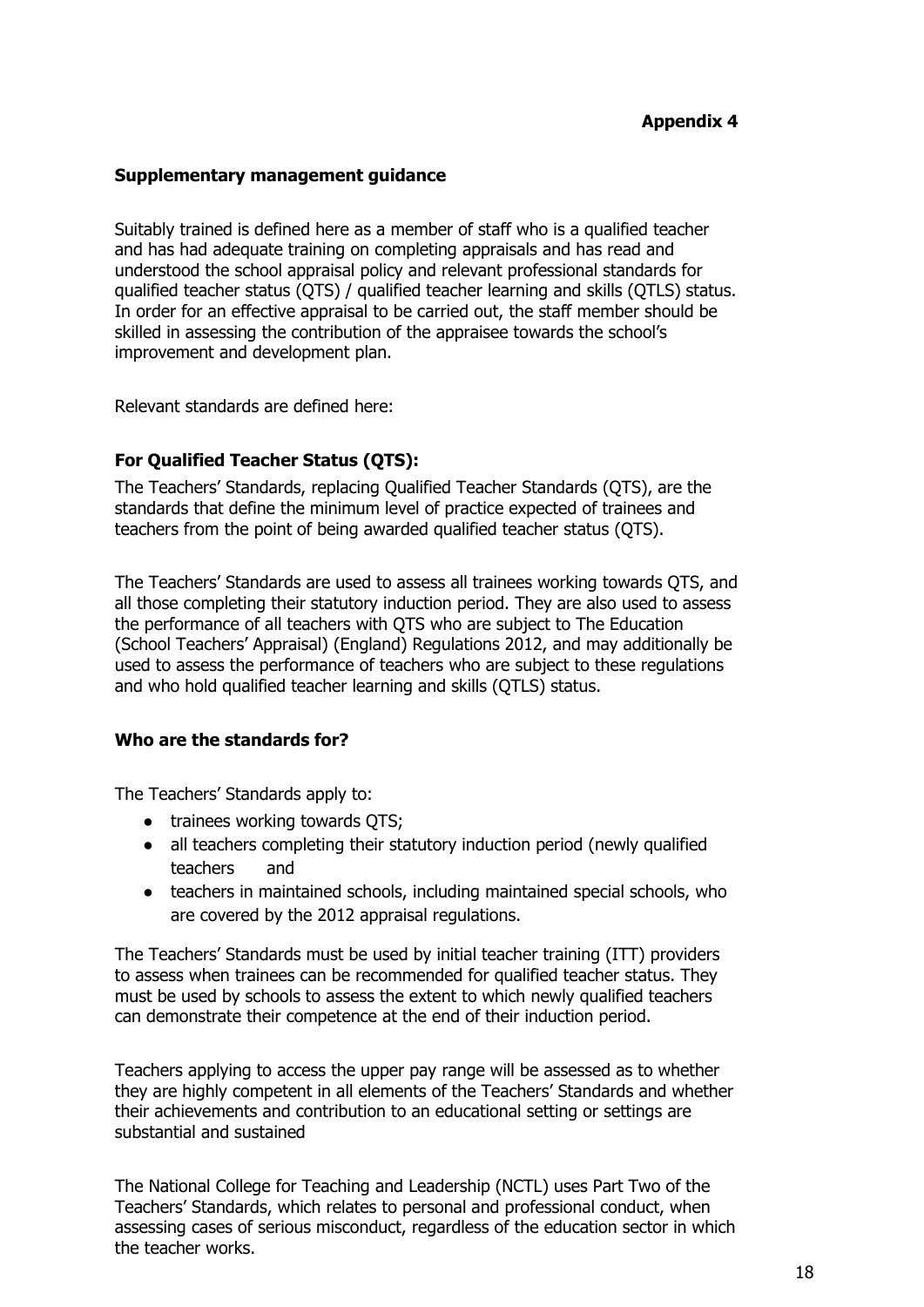**Appendix 4**

**Supplementary management guidance**

Suitably trained is defined here as a member of staff who is a qualified teacher and has had adequate training on completing appraisals and has read and understood the school appraisal policy and relevant professional standards for qualified teacher status (QTS) / qualified teacher learning and skills (QTLS) status. In order for an effective appraisal to be carried out, the staff member should be skilled in assessing the contribution of the appraisee towards the school's improvement and development plan.

Relevant standards are defined here:

**For Qualified Teacher Status (QTS):**

The Teachers' Standards, replacing Qualified Teacher Standards (QTS), are the standards that define the minimum level of practice expected of trainees and teachers from the point of being awarded qualified teacher status (QTS).

The Teachers' Standards are used to assess all trainees working towards QTS, and all those completing their statutory induction period. They are also used to assess the performance of all teachers with QTS who are subject to The Education (School Teachers' Appraisal) (England) Regulations 2012, and may additionally be used to assess the performance of teachers who are subject to these regulations and who hold qualified teacher learning and skills (QTLS) status.

**Who are the standards for?**

The Teachers' Standards apply to:

- trainees working towards QTS;
- all teachers completing their statutory induction period (newly qualified teachers and
- teachers in maintained schools, including maintained special schools, who are covered by the 2012 appraisal regulations.

The Teachers' Standards must be used by initial teacher training (ITT) providers to assess when trainees can be recommended for qualified teacher status. They must be used by schools to assess the extent to which newly qualified teachers can demonstrate their competence at the end of their induction period.

Teachers applying to access the upper pay range will be assessed as to whether they are highly competent in all elements of the Teachers' Standards and whether their achievements and contribution to an educational setting or settings are substantial and sustained

The National College for Teaching and Leadership (NCTL) uses Part Two of the Teachers' Standards, which relates to personal and professional conduct, when assessing cases of serious misconduct, regardless of the education sector in which the teacher works.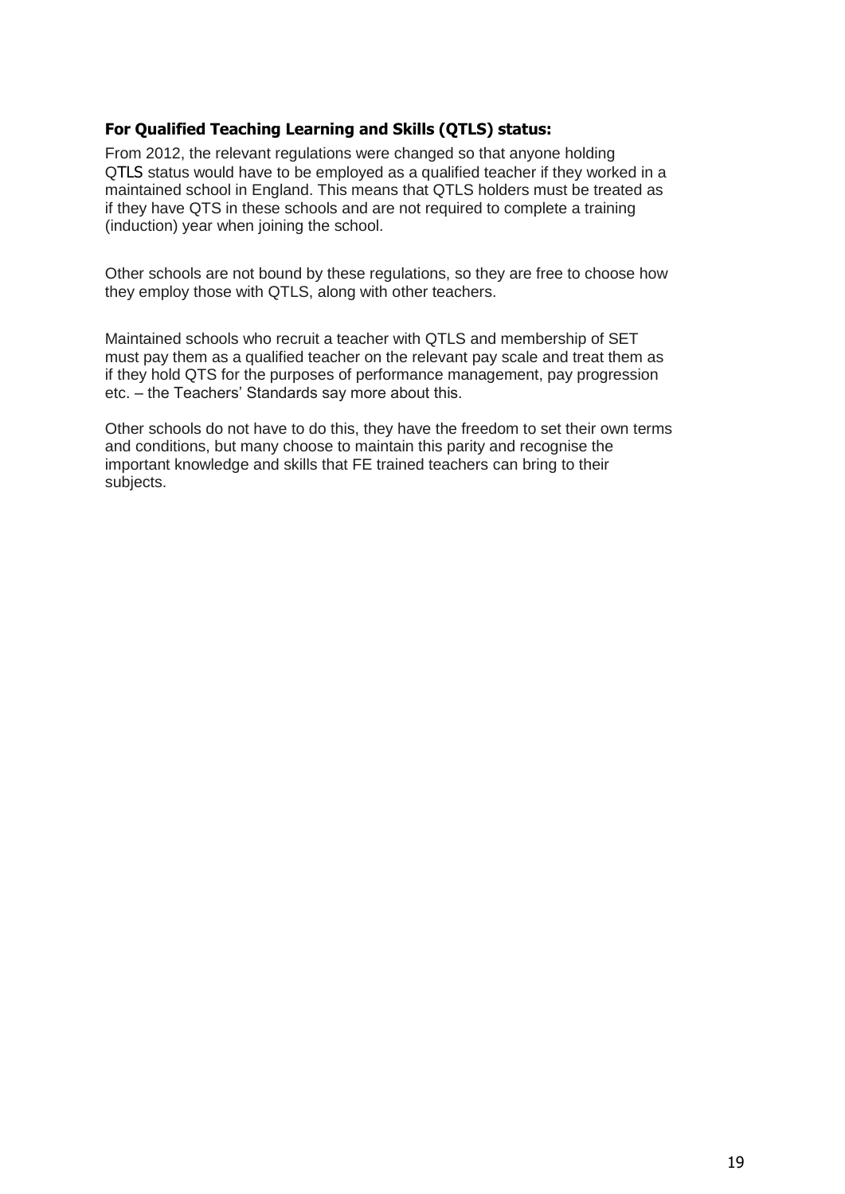**For Qualified Teaching Learning and Skills (QTLS) status:**

From 2012, the relevant regulations were changed so that anyone holding QTLS status would have to be employed as a qualified teacher if they worked in a maintained school in England. This means that QTLS holders must be treated as if they have QTS in these schools and are not required to complete a training (induction) year when joining the school.

Other schools are not bound by these regulations, so they are free to choose how they employ those with QTLS, along with other teachers.

Maintained schools who recruit a teacher with QTLS and membership of SET must pay them as a qualified teacher on the relevant pay scale and treat them as if they hold QTS for the purposes of performance management, pay progression etc. – the Teachers' Standards say more about this.

Other schools do not have to do this, they have the freedom to set their own terms and conditions, but many choose to maintain this parity and recognise the important knowledge and skills that FE trained teachers can bring to their subjects.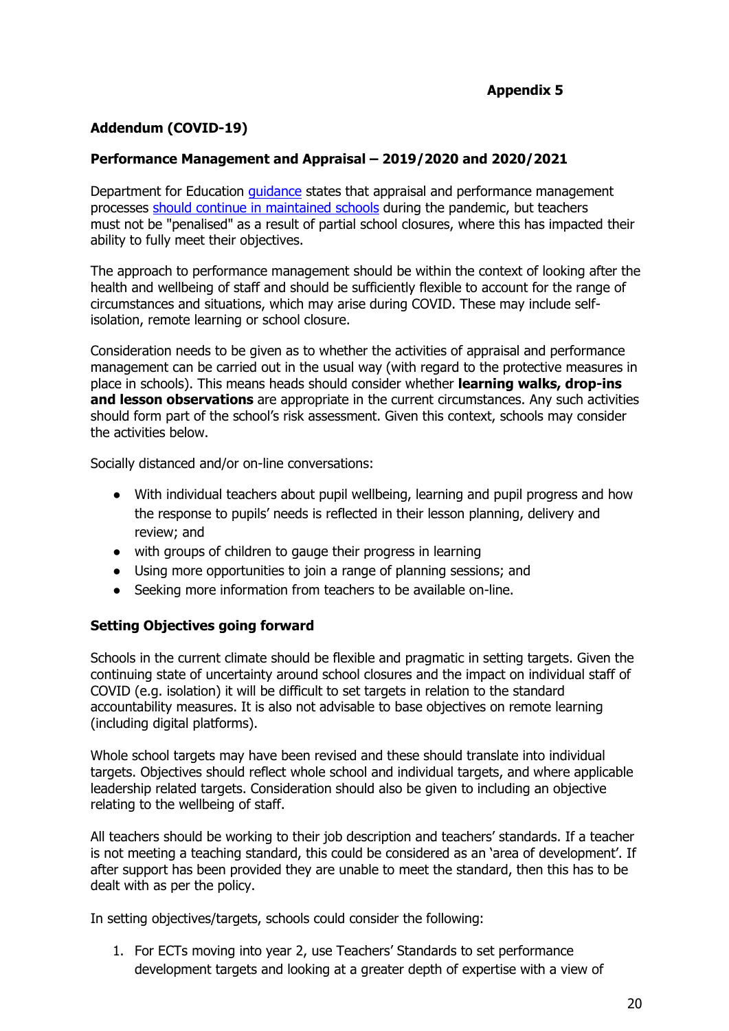**Appendix 5**

## Addendum (COVID-19)

### Performance Management and Appraisal – 2019/2020 and 2020/2021

Department for Education guidance states that appraisal and performance management processes should continue in maintained schools during the pandemic, but teachers must not be "penalised" as a result of partial school closures, where this has impacted their ability to fully meet their objectives.

The approach to performance management should be within the context of looking after the health and wellbeing of staff and should be sufficiently flexible to account for the range of circumstances and situations, which may arise during COVID. These may include self-isolation, remote learning or school closure.

Consideration needs to be given as to whether the activities of appraisal and performance management can be carried out in the usual way (with regard to the protective measures in place in schools). This means heads should consider whether **learning walks, drop-ins and lesson observations** are appropriate in the current circumstances. Any such activities should form part of the school's risk assessment. Given this context, schools may consider the activities below.

Socially distanced and/or on-line conversations:

- With individual teachers about pupil wellbeing, learning and pupil progress and how the response to pupils' needs is reflected in their lesson planning, delivery and review; and
- with groups of children to gauge their progress in learning
- Using more opportunities to join a range of planning sessions; and
- Seeking more information from teachers to be available on-line.

### Setting Objectives going forward

Schools in the current climate should be flexible and pragmatic in setting targets. Given the continuing state of uncertainty around school closures and the impact on individual staff of COVID (e.g. isolation) it will be difficult to set targets in relation to the standard accountability measures. It is also not advisable to base objectives on remote learning (including digital platforms).

Whole school targets may have been revised and these should translate into individual targets. Objectives should reflect whole school and individual targets, and where applicable leadership related targets. Consideration should also be given to including an objective relating to the wellbeing of staff.

All teachers should be working to their job description and teachers' standards. If a teacher is not meeting a teaching standard, this could be considered as an 'area of development'. If after support has been provided they are unable to meet the standard, then this has to be dealt with as per the policy.

In setting objectives/targets, schools could consider the following:

1. For ECTs moving into year 2, use Teachers' Standards to set performance development targets and looking at a greater depth of expertise with a view of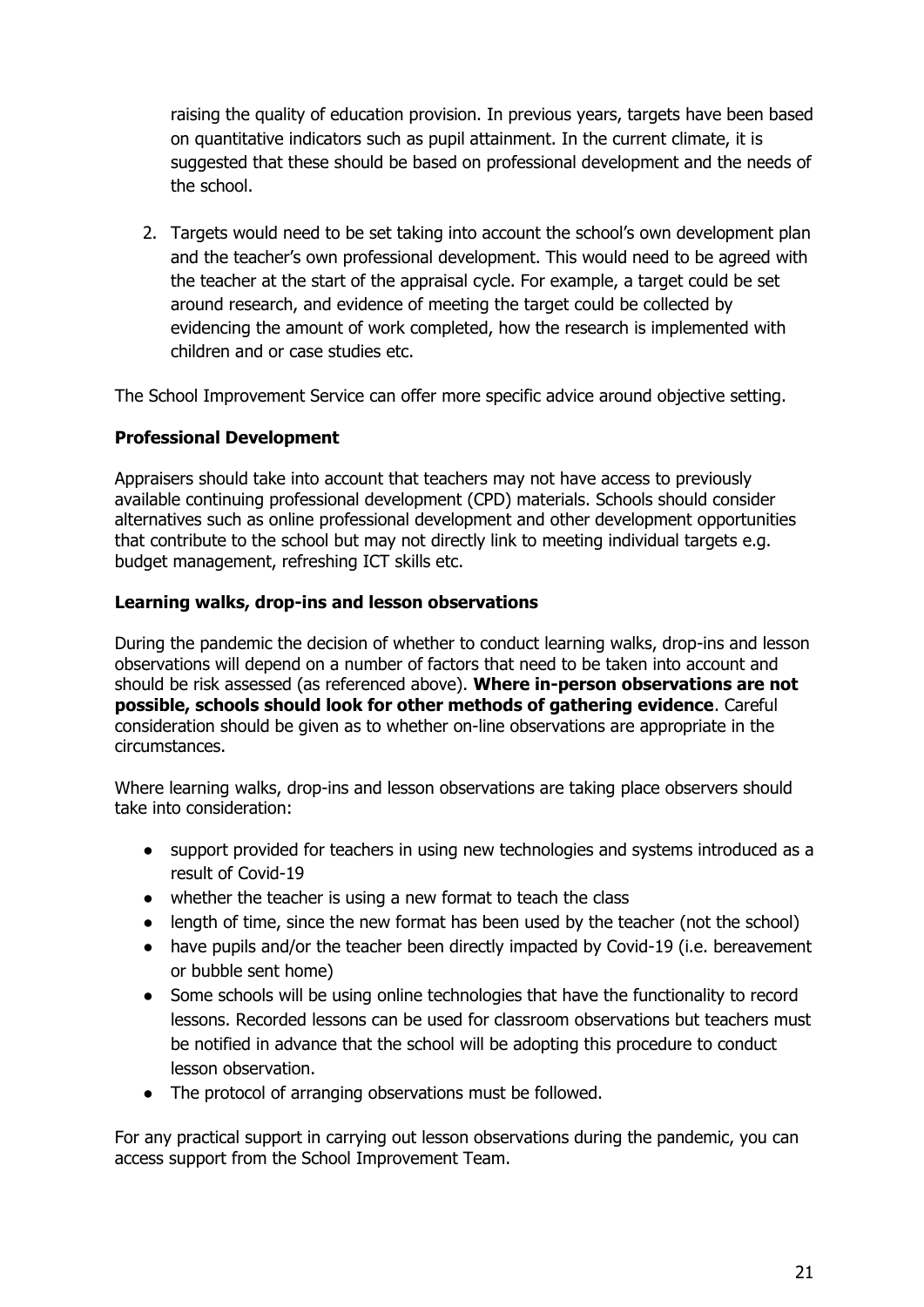raising the quality of education provision. In previous years, targets have been based on quantitative indicators such as pupil attainment. In the current climate, it is suggested that these should be based on professional development and the needs of the school.

2. Targets would need to be set taking into account the school's own development plan and the teacher's own professional development. This would need to be agreed with the teacher at the start of the appraisal cycle. For example, a target could be set around research, and evidence of meeting the target could be collected by evidencing the amount of work completed, how the research is implemented with children and or case studies etc.

The School Improvement Service can offer more specific advice around objective setting.

**Professional Development**

Appraisers should take into account that teachers may not have access to previously available continuing professional development (CPD) materials. Schools should consider alternatives such as online professional development and other development opportunities that contribute to the school but may not directly link to meeting individual targets e.g. budget management, refreshing ICT skills etc.

**Learning walks, drop-ins and lesson observations**

During the pandemic the decision of whether to conduct learning walks, drop-ins and lesson observations will depend on a number of factors that need to be taken into account and should be risk assessed (as referenced above). **Where in-person observations are not possible, schools should look for other methods of gathering evidence**. Careful consideration should be given as to whether on-line observations are appropriate in the circumstances.

Where learning walks, drop-ins and lesson observations are taking place observers should take into consideration:

- support provided for teachers in using new technologies and systems introduced as a result of Covid-19
- whether the teacher is using a new format to teach the class
- length of time, since the new format has been used by the teacher (not the school)
- have pupils and/or the teacher been directly impacted by Covid-19 (i.e. bereavement or bubble sent home)
- Some schools will be using online technologies that have the functionality to record lessons. Recorded lessons can be used for classroom observations but teachers must be notified in advance that the school will be adopting this procedure to conduct lesson observation.
- The protocol of arranging observations must be followed.

For any practical support in carrying out lesson observations during the pandemic, you can access support from the School Improvement Team.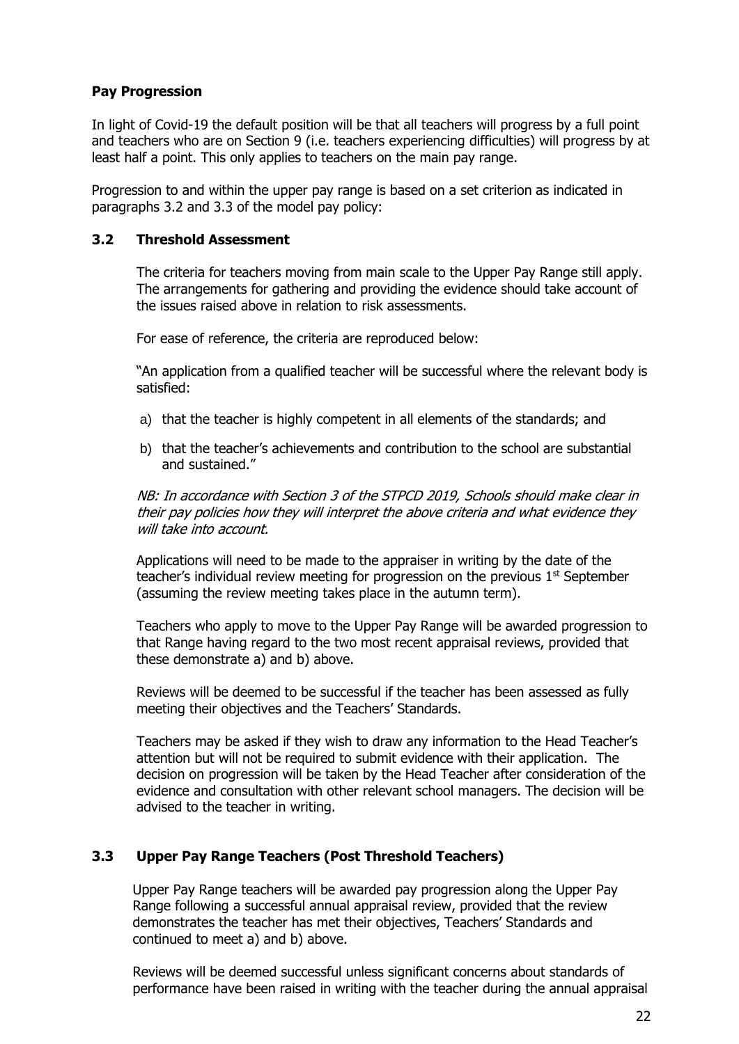**Pay Progression**

In light of Covid-19 the default position will be that all teachers will progress by a full point and teachers who are on Section 9 (i.e. teachers experiencing difficulties) will progress by at least half a point. This only applies to teachers on the main pay range.

Progression to and within the upper pay range is based on a set criterion as indicated in paragraphs 3.2 and 3.3 of the model pay policy:

### 3.2 Threshold Assessment

The criteria for teachers moving from main scale to the Upper Pay Range still apply. The arrangements for gathering and providing the evidence should take account of the issues raised above in relation to risk assessments.

For ease of reference, the criteria are reproduced below:

"An application from a qualified teacher will be successful where the relevant body is satisfied:

a) that the teacher is highly competent in all elements of the standards; and

b) that the teacher's achievements and contribution to the school are substantial and sustained."

*NB: In accordance with Section 3 of the STPCD 2019, Schools should make clear in their pay policies how they will interpret the above criteria and what evidence they will take into account.*

Applications will need to be made to the appraiser in writing by the date of the teacher's individual review meeting for progression on the previous 1st September (assuming the review meeting takes place in the autumn term).

Teachers who apply to move to the Upper Pay Range will be awarded progression to that Range having regard to the two most recent appraisal reviews, provided that these demonstrate a) and b) above.

Reviews will be deemed to be successful if the teacher has been assessed as fully meeting their objectives and the Teachers' Standards.

Teachers may be asked if they wish to draw any information to the Head Teacher's attention but will not be required to submit evidence with their application. The decision on progression will be taken by the Head Teacher after consideration of the evidence and consultation with other relevant school managers. The decision will be advised to the teacher in writing.

### 3.3 Upper Pay Range Teachers (Post Threshold Teachers)

Upper Pay Range teachers will be awarded pay progression along the Upper Pay Range following a successful annual appraisal review, provided that the review demonstrates the teacher has met their objectives, Teachers' Standards and continued to meet a) and b) above.

Reviews will be deemed successful unless significant concerns about standards of performance have been raised in writing with the teacher during the annual appraisal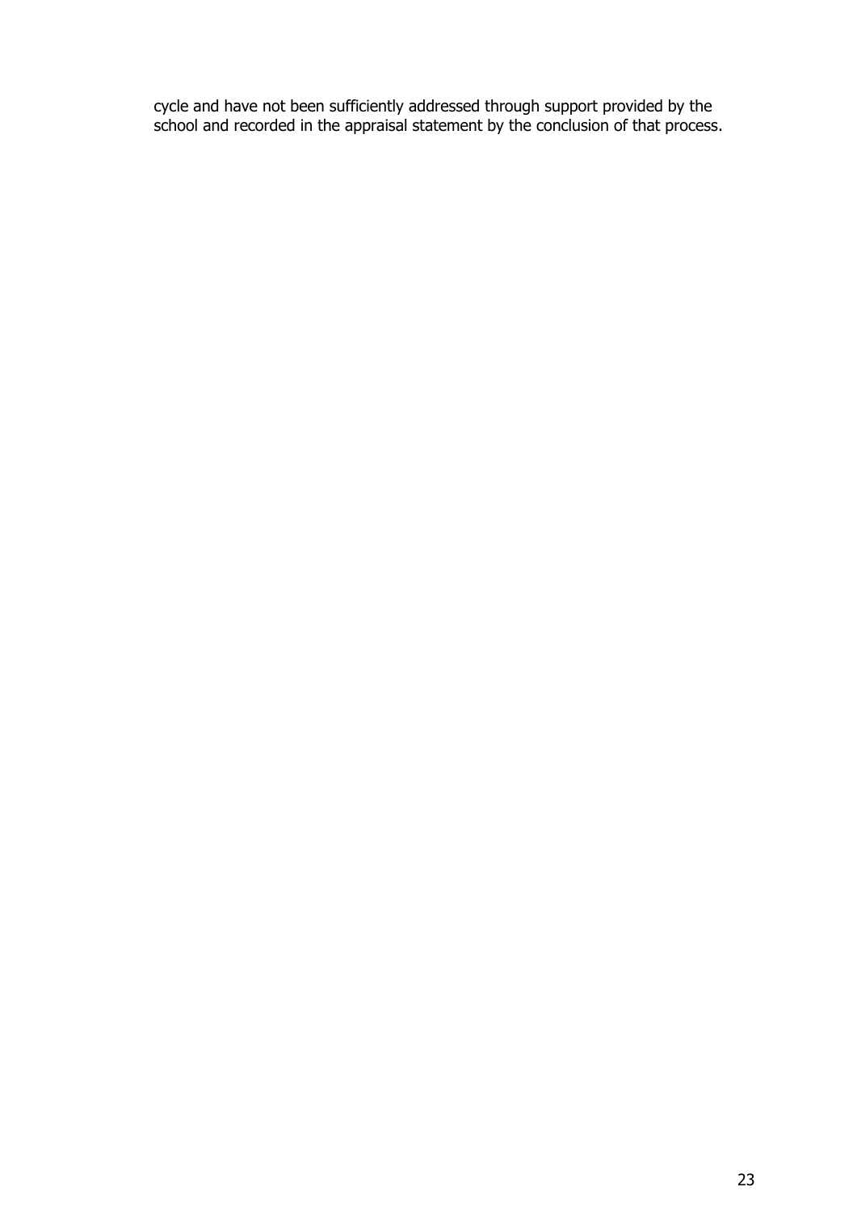cycle and have not been sufficiently addressed through support provided by the school and recorded in the appraisal statement by the conclusion of that process.